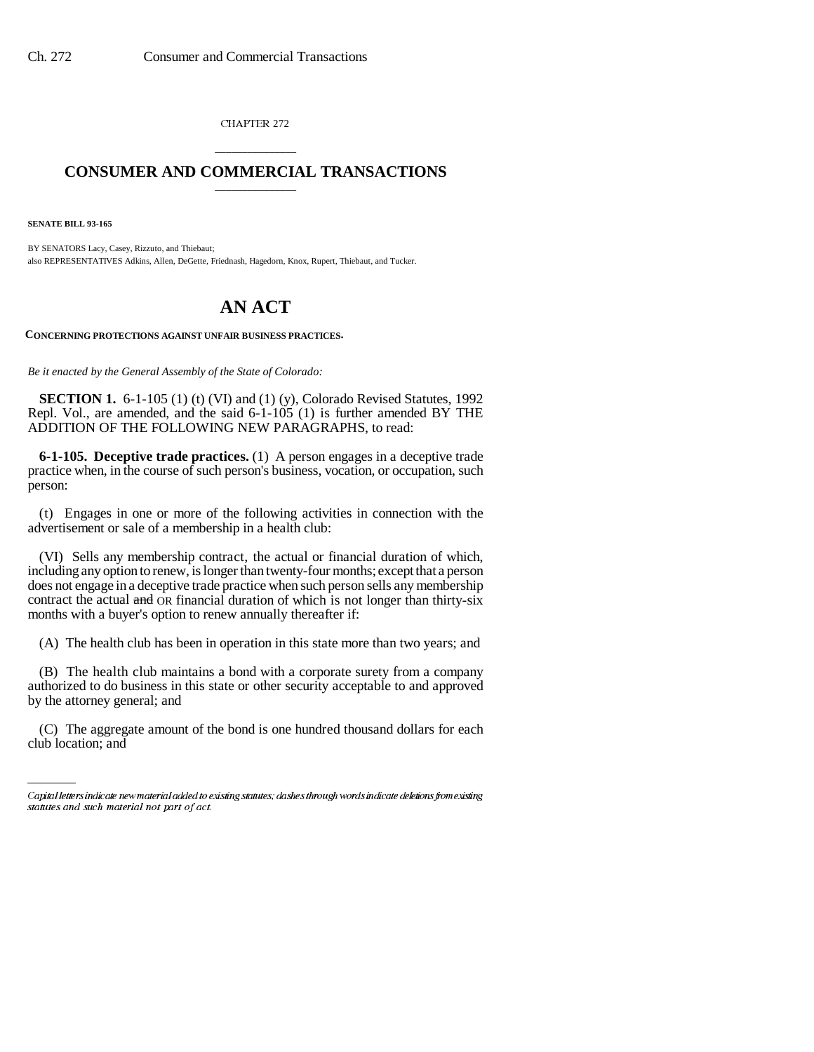CHAPTER 272

# CONSUMER AND COMMERCIAL TRANSACTIONS

**SENATE BILL 93-165**

BY SENATORS Lacy, Casey, Rizzuto, and Thiebaut;
also REPRESENTATIVES Adkins, Allen, DeGette, Friednash, Hagedorn, Knox, Rupert, Thiebaut, and Tucker.

# AN ACT

**CONCERNING PROTECTIONS AGAINST UNFAIR BUSINESS PRACTICES.**

*Be it enacted by the General Assembly of the State of Colorado:*

**SECTION 1.** 6-1-105 (1) (t) (VI) and (1) (y), Colorado Revised Statutes, 1992 Repl. Vol., are amended, and the said 6-1-105 (1) is further amended BY THE ADDITION OF THE FOLLOWING NEW PARAGRAPHS, to read:

**6-1-105. Deceptive trade practices.** (1) A person engages in a deceptive trade practice when, in the course of such person's business, vocation, or occupation, such person:

(t) Engages in one or more of the following activities in connection with the advertisement or sale of a membership in a health club:

(VI) Sells any membership contract, the actual or financial duration of which, including any option to renew, is longer than twenty-four months; except that a person does not engage in a deceptive trade practice when such person sells any membership contract the actual ~~and~~ OR financial duration of which is not longer than thirty-six months with a buyer's option to renew annually thereafter if:

(A) The health club has been in operation in this state more than two years; and

(B) The health club maintains a bond with a corporate surety from a company authorized to do business in this state or other security acceptable to and approved by the attorney general; and

(C) The aggregate amount of the bond is one hundred thousand dollars for each club location; and

Capital letters indicate new material added to existing statutes; dashes through words indicate deletions from existing statutes and such material not part of act.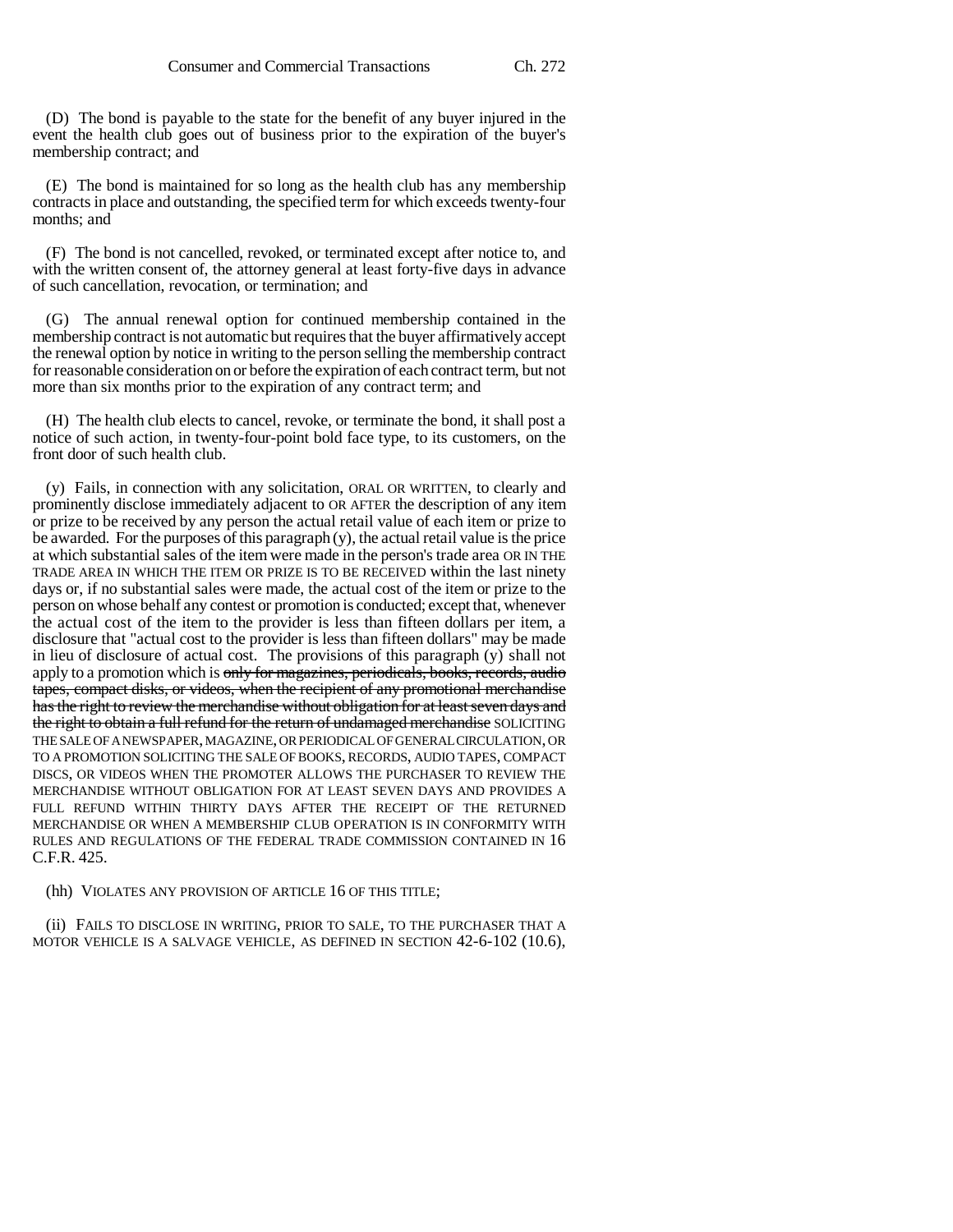(D) The bond is payable to the state for the benefit of any buyer injured in the event the health club goes out of business prior to the expiration of the buyer's membership contract; and

(E) The bond is maintained for so long as the health club has any membership contracts in place and outstanding, the specified term for which exceeds twenty-four months; and

(F) The bond is not cancelled, revoked, or terminated except after notice to, and with the written consent of, the attorney general at least forty-five days in advance of such cancellation, revocation, or termination; and

(G) The annual renewal option for continued membership contained in the membership contract is not automatic but requires that the buyer affirmatively accept the renewal option by notice in writing to the person selling the membership contract for reasonable consideration on or before the expiration of each contract term, but not more than six months prior to the expiration of any contract term; and

(H) The health club elects to cancel, revoke, or terminate the bond, it shall post a notice of such action, in twenty-four-point bold face type, to its customers, on the front door of such health club.

(y) Fails, in connection with any solicitation, ORAL OR WRITTEN, to clearly and prominently disclose immediately adjacent to OR AFTER the description of any item or prize to be received by any person the actual retail value of each item or prize to be awarded. For the purposes of this paragraph (y), the actual retail value is the price at which substantial sales of the item were made in the person's trade area OR IN THE TRADE AREA IN WHICH THE ITEM OR PRIZE IS TO BE RECEIVED within the last ninety days or, if no substantial sales were made, the actual cost of the item or prize to the person on whose behalf any contest or promotion is conducted; except that, whenever the actual cost of the item to the provider is less than fifteen dollars per item, a disclosure that "actual cost to the provider is less than fifteen dollars" may be made in lieu of disclosure of actual cost. The provisions of this paragraph (y) shall not apply to a promotion which is ~~only for magazines, periodicals, books, records, audio tapes, compact disks, or videos, when the recipient of any promotional merchandise has the right to review the merchandise without obligation for at least seven days and the right to obtain a full refund for the return of undamaged merchandise~~ SOLICITING THE SALE OF A NEWSPAPER, MAGAZINE, OR PERIODICAL OF GENERAL CIRCULATION, OR TO A PROMOTION SOLICITING THE SALE OF BOOKS, RECORDS, AUDIO TAPES, COMPACT DISCS, OR VIDEOS WHEN THE PROMOTER ALLOWS THE PURCHASER TO REVIEW THE MERCHANDISE WITHOUT OBLIGATION FOR AT LEAST SEVEN DAYS AND PROVIDES A FULL REFUND WITHIN THIRTY DAYS AFTER THE RECEIPT OF THE RETURNED MERCHANDISE OR WHEN A MEMBERSHIP CLUB OPERATION IS IN CONFORMITY WITH RULES AND REGULATIONS OF THE FEDERAL TRADE COMMISSION CONTAINED IN 16 C.F.R. 425.

(hh) VIOLATES ANY PROVISION OF ARTICLE 16 OF THIS TITLE;

(ii) FAILS TO DISCLOSE IN WRITING, PRIOR TO SALE, TO THE PURCHASER THAT A MOTOR VEHICLE IS A SALVAGE VEHICLE, AS DEFINED IN SECTION 42-6-102 (10.6),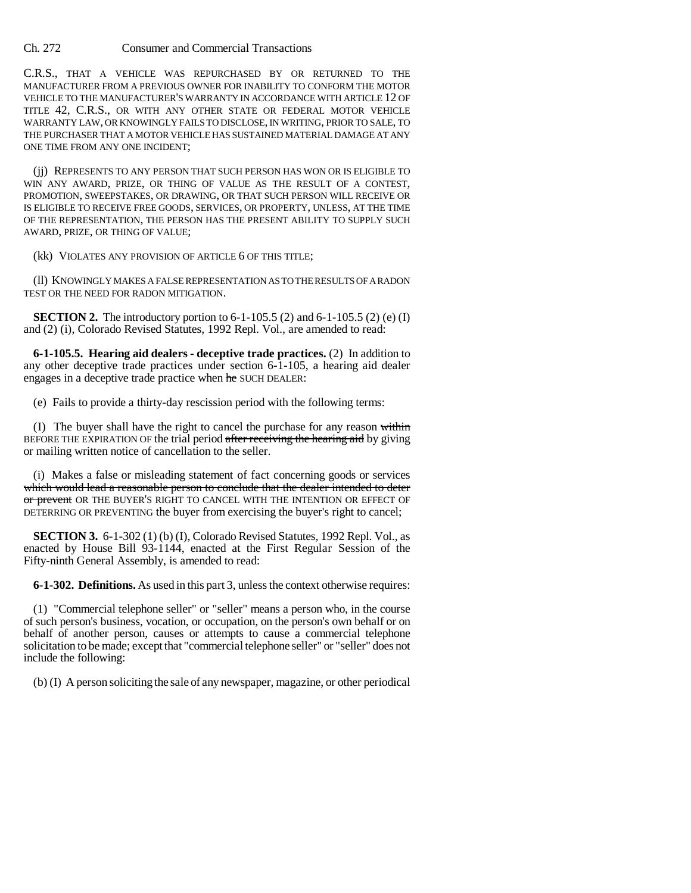C.R.S., THAT A VEHICLE WAS REPURCHASED BY OR RETURNED TO THE MANUFACTURER FROM A PREVIOUS OWNER FOR INABILITY TO CONFORM THE MOTOR VEHICLE TO THE MANUFACTURER'S WARRANTY IN ACCORDANCE WITH ARTICLE 12 OF TITLE 42, C.R.S., OR WITH ANY OTHER STATE OR FEDERAL MOTOR VEHICLE WARRANTY LAW, OR KNOWINGLY FAILS TO DISCLOSE, IN WRITING, PRIOR TO SALE, TO THE PURCHASER THAT A MOTOR VEHICLE HAS SUSTAINED MATERIAL DAMAGE AT ANY ONE TIME FROM ANY ONE INCIDENT;

(jj) REPRESENTS TO ANY PERSON THAT SUCH PERSON HAS WON OR IS ELIGIBLE TO WIN ANY AWARD, PRIZE, OR THING OF VALUE AS THE RESULT OF A CONTEST, PROMOTION, SWEEPSTAKES, OR DRAWING, OR THAT SUCH PERSON WILL RECEIVE OR IS ELIGIBLE TO RECEIVE FREE GOODS, SERVICES, OR PROPERTY, UNLESS, AT THE TIME OF THE REPRESENTATION, THE PERSON HAS THE PRESENT ABILITY TO SUPPLY SUCH AWARD, PRIZE, OR THING OF VALUE;

(kk) VIOLATES ANY PROVISION OF ARTICLE 6 OF THIS TITLE;

(ll) KNOWINGLY MAKES A FALSE REPRESENTATION AS TO THE RESULTS OF A RADON TEST OR THE NEED FOR RADON MITIGATION.

**SECTION 2.** The introductory portion to 6-1-105.5 (2) and 6-1-105.5 (2) (e) (I) and (2) (i), Colorado Revised Statutes, 1992 Repl. Vol., are amended to read:

**6-1-105.5. Hearing aid dealers - deceptive trade practices.** (2) In addition to any other deceptive trade practices under section 6-1-105, a hearing aid dealer engages in a deceptive trade practice when ~~he~~ SUCH DEALER:

(e) Fails to provide a thirty-day rescission period with the following terms:

(I) The buyer shall have the right to cancel the purchase for any reason ~~within~~ BEFORE THE EXPIRATION OF the trial period ~~after receiving the hearing aid~~ by giving or mailing written notice of cancellation to the seller.

(i) Makes a false or misleading statement of fact concerning goods or services ~~which would lead a reasonable person to conclude that the dealer intended to deter or prevent~~ OR THE BUYER'S RIGHT TO CANCEL WITH THE INTENTION OR EFFECT OF DETERRING OR PREVENTING the buyer from exercising the buyer's right to cancel;

**SECTION 3.** 6-1-302 (1) (b) (I), Colorado Revised Statutes, 1992 Repl. Vol., as enacted by House Bill 93-1144, enacted at the First Regular Session of the Fifty-ninth General Assembly, is amended to read:

**6-1-302. Definitions.** As used in this part 3, unless the context otherwise requires:

(1) "Commercial telephone seller" or "seller" means a person who, in the course of such person's business, vocation, or occupation, on the person's own behalf or on behalf of another person, causes or attempts to cause a commercial telephone solicitation to be made; except that "commercial telephone seller" or "seller" does not include the following:

(b) (I) A person soliciting the sale of any newspaper, magazine, or other periodical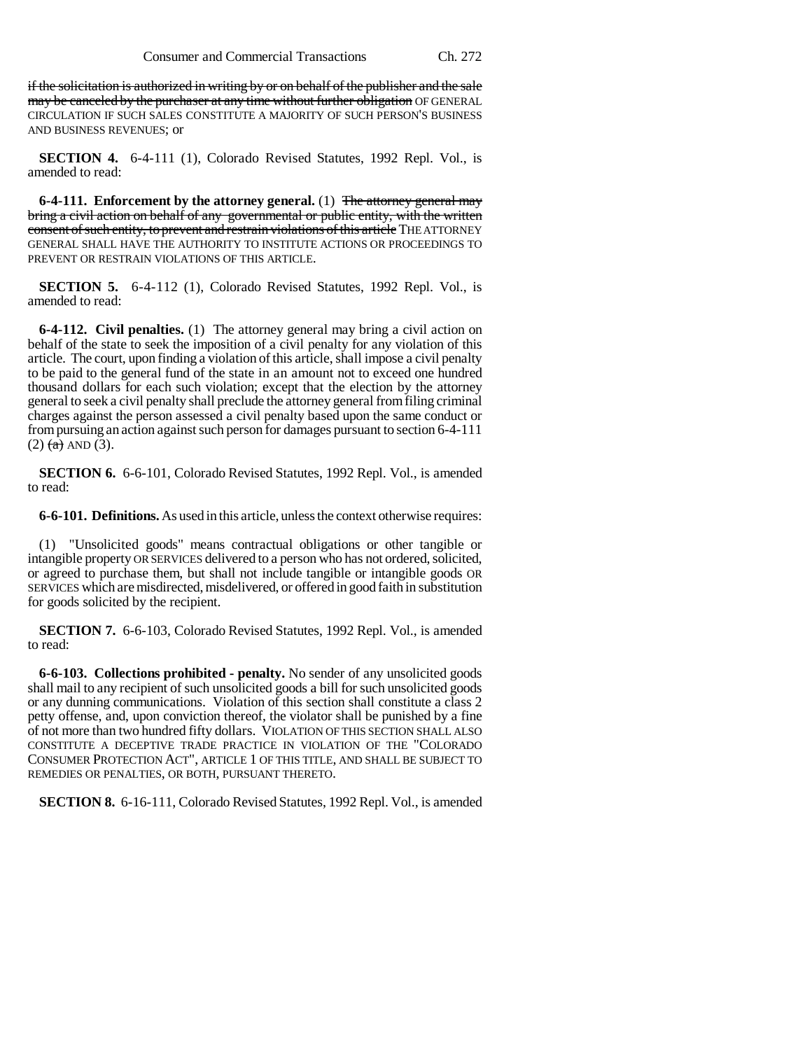if the solicitation is authorized in writing by or on behalf of the publisher and the sale may be canceled by the purchaser at any time without further obligation OF GENERAL CIRCULATION IF SUCH SALES CONSTITUTE A MAJORITY OF SUCH PERSON'S BUSINESS AND BUSINESS REVENUES; or

**SECTION 4.** 6-4-111 (1), Colorado Revised Statutes, 1992 Repl. Vol., is amended to read:

**6-4-111. Enforcement by the attorney general.** (1) The attorney general may bring a civil action on behalf of any governmental or public entity, with the written consent of such entity, to prevent and restrain violations of this article THE ATTORNEY GENERAL SHALL HAVE THE AUTHORITY TO INSTITUTE ACTIONS OR PROCEEDINGS TO PREVENT OR RESTRAIN VIOLATIONS OF THIS ARTICLE.

**SECTION 5.** 6-4-112 (1), Colorado Revised Statutes, 1992 Repl. Vol., is amended to read:

**6-4-112. Civil penalties.** (1) The attorney general may bring a civil action on behalf of the state to seek the imposition of a civil penalty for any violation of this article. The court, upon finding a violation of this article, shall impose a civil penalty to be paid to the general fund of the state in an amount not to exceed one hundred thousand dollars for each such violation; except that the election by the attorney general to seek a civil penalty shall preclude the attorney general from filing criminal charges against the person assessed a civil penalty based upon the same conduct or from pursuing an action against such person for damages pursuant to section 6-4-111 (2) (a) AND (3).

**SECTION 6.** 6-6-101, Colorado Revised Statutes, 1992 Repl. Vol., is amended to read:

**6-6-101. Definitions.** As used in this article, unless the context otherwise requires:

(1) "Unsolicited goods" means contractual obligations or other tangible or intangible property OR SERVICES delivered to a person who has not ordered, solicited, or agreed to purchase them, but shall not include tangible or intangible goods OR SERVICES which are misdirected, misdelivered, or offered in good faith in substitution for goods solicited by the recipient.

**SECTION 7.** 6-6-103, Colorado Revised Statutes, 1992 Repl. Vol., is amended to read:

**6-6-103. Collections prohibited - penalty.** No sender of any unsolicited goods shall mail to any recipient of such unsolicited goods a bill for such unsolicited goods or any dunning communications. Violation of this section shall constitute a class 2 petty offense, and, upon conviction thereof, the violator shall be punished by a fine of not more than two hundred fifty dollars. VIOLATION OF THIS SECTION SHALL ALSO CONSTITUTE A DECEPTIVE TRADE PRACTICE IN VIOLATION OF THE "COLORADO CONSUMER PROTECTION ACT", ARTICLE 1 OF THIS TITLE, AND SHALL BE SUBJECT TO REMEDIES OR PENALTIES, OR BOTH, PURSUANT THERETO.

**SECTION 8.** 6-16-111, Colorado Revised Statutes, 1992 Repl. Vol., is amended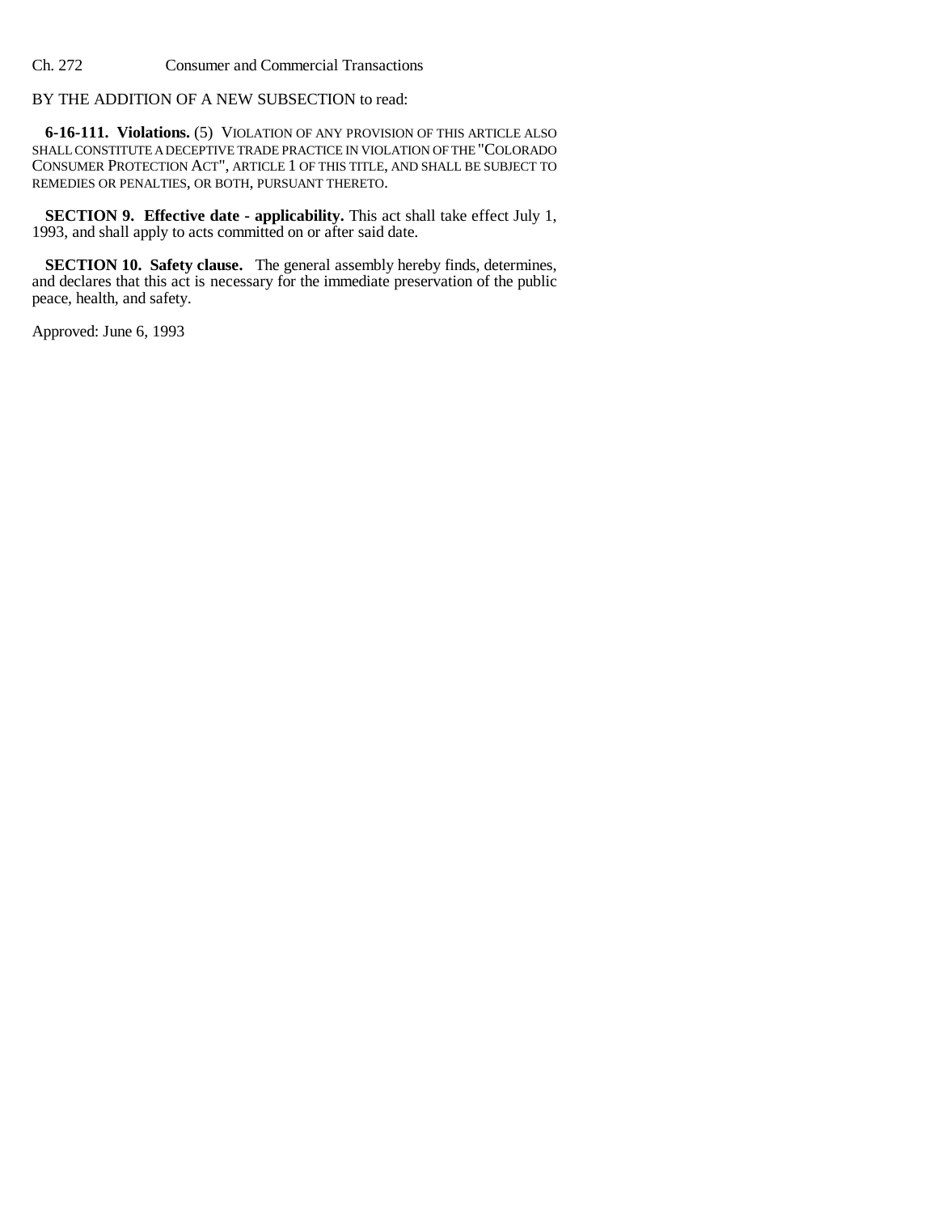BY THE ADDITION OF A NEW SUBSECTION to read:

**6-16-111. Violations.** (5) VIOLATION OF ANY PROVISION OF THIS ARTICLE ALSO SHALL CONSTITUTE A DECEPTIVE TRADE PRACTICE IN VIOLATION OF THE "COLORADO CONSUMER PROTECTION ACT", ARTICLE 1 OF THIS TITLE, AND SHALL BE SUBJECT TO REMEDIES OR PENALTIES, OR BOTH, PURSUANT THERETO.

**SECTION 9. Effective date - applicability.** This act shall take effect July 1, 1993, and shall apply to acts committed on or after said date.

**SECTION 10. Safety clause.** The general assembly hereby finds, determines, and declares that this act is necessary for the immediate preservation of the public peace, health, and safety.

Approved: June 6, 1993